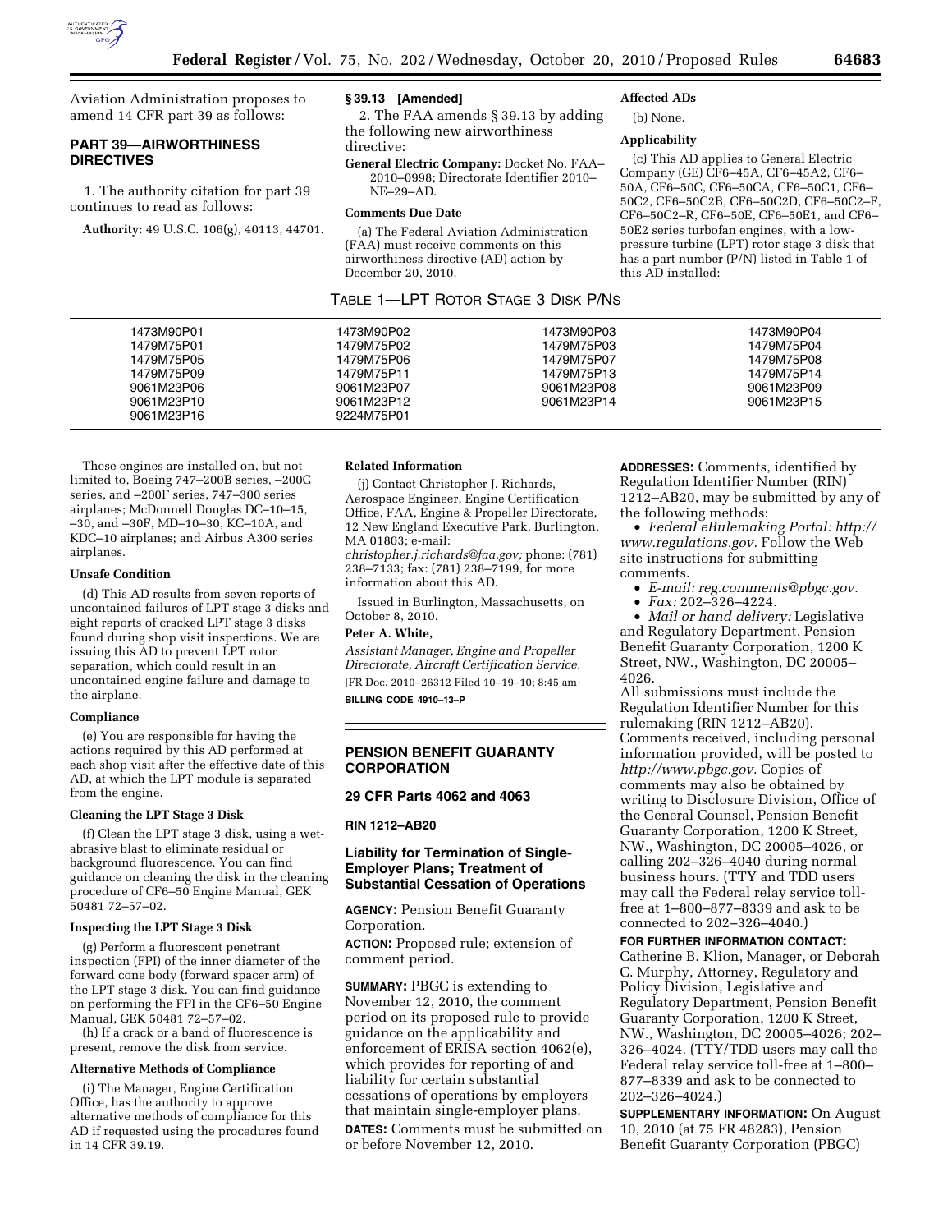Aviation Administration proposes to amend 14 CFR part 39 as follows:

## PART 39—AIRWORTHINESS DIRECTIVES

1. The authority citation for part 39 continues to read as follows:

**Authority:** 49 U.S.C. 106(g), 40113, 44701.

### § 39.13 [Amended]

2. The FAA amends § 39.13 by adding the following new airworthiness directive:

**General Electric Company:** Docket No. FAA–2010–0998; Directorate Identifier 2010–NE–29–AD.

#### Comments Due Date

(a) The Federal Aviation Administration (FAA) must receive comments on this airworthiness directive (AD) action by December 20, 2010.

#### Affected ADs

(b) None.

#### Applicability

(c) This AD applies to General Electric Company (GE) CF6–45A, CF6–45A2, CF6–50A, CF6–50C, CF6–50CA, CF6–50C1, CF6–50C2, CF6–50C2B, CF6–50C2D, CF6–50C2–F, CF6–50C2–R, CF6–50E, CF6–50E1, and CF6–50E2 series turbofan engines, with a low-pressure turbine (LPT) rotor stage 3 disk that has a part number (P/N) listed in Table 1 of this AD installed:

TABLE 1—LPT ROTOR STAGE 3 DISK P/NS

| | | | |
|---|---|---|---|
| 1473M90P01 | 1473M90P02 | 1473M90P03 | 1473M90P04 |
| 1479M75P01 | 1479M75P02 | 1479M75P03 | 1479M75P04 |
| 1479M75P05 | 1479M75P06 | 1479M75P07 | 1479M75P08 |
| 1479M75P09 | 1479M75P11 | 1479M75P13 | 1479M75P14 |
| 9061M23P06 | 9061M23P07 | 9061M23P08 | 9061M23P09 |
| 9061M23P10 | 9061M23P12 | 9061M23P14 | 9061M23P15 |
| 9061M23P16 | 9224M75P01 | | |

These engines are installed on, but not limited to, Boeing 747–200B series, –200C series, and –200F series, 747–300 series airplanes; McDonnell Douglas DC–10–15, –30, and –30F, MD–10–30, KC–10A, and KDC–10 airplanes; and Airbus A300 series airplanes.

#### Unsafe Condition

(d) This AD results from seven reports of uncontained failures of LPT stage 3 disks and eight reports of cracked LPT stage 3 disks found during shop visit inspections. We are issuing this AD to prevent LPT rotor separation, which could result in an uncontained engine failure and damage to the airplane.

#### Compliance

(e) You are responsible for having the actions required by this AD performed at each shop visit after the effective date of this AD, at which the LPT module is separated from the engine.

#### Cleaning the LPT Stage 3 Disk

(f) Clean the LPT stage 3 disk, using a wet-abrasive blast to eliminate residual or background fluorescence. You can find guidance on cleaning the disk in the cleaning procedure of CF6–50 Engine Manual, GEK 50481 72–57–02.

#### Inspecting the LPT Stage 3 Disk

(g) Perform a fluorescent penetrant inspection (FPI) of the inner diameter of the forward cone body (forward spacer arm) of the LPT stage 3 disk. You can find guidance on performing the FPI in the CF6–50 Engine Manual, GEK 50481 72–57–02.

(h) If a crack or a band of fluorescence is present, remove the disk from service.

#### Alternative Methods of Compliance

(i) The Manager, Engine Certification Office, has the authority to approve alternative methods of compliance for this AD if requested using the procedures found in 14 CFR 39.19.

#### Related Information

(j) Contact Christopher J. Richards, Aerospace Engineer, Engine Certification Office, FAA, Engine & Propeller Directorate, 12 New England Executive Park, Burlington, MA 01803; e-mail: *christopher.j.richards@faa.gov;* phone: (781) 238–7133; fax: (781) 238–7199, for more information about this AD.

Issued in Burlington, Massachusetts, on October 8, 2010.

**Peter A. White,**

*Assistant Manager, Engine and Propeller Directorate, Aircraft Certification Service.*

[FR Doc. 2010–26312 Filed 10–19–10; 8:45 am]

**BILLING CODE 4910–13–P**

## PENSION BENEFIT GUARANTY CORPORATION

### 29 CFR Parts 4062 and 4063

### RIN 1212–AB20

### Liability for Termination of Single-Employer Plans; Treatment of Substantial Cessation of Operations

**AGENCY:** Pension Benefit Guaranty Corporation.

**ACTION:** Proposed rule; extension of comment period.

**SUMMARY:** PBGC is extending to November 12, 2010, the comment period on its proposed rule to provide guidance on the applicability and enforcement of ERISA section 4062(e), which provides for reporting of and liability for certain substantial cessations of operations by employers that maintain single-employer plans.

**DATES:** Comments must be submitted on or before November 12, 2010.

**ADDRESSES:** Comments, identified by Regulation Identifier Number (RIN) 1212–AB20, may be submitted by any of the following methods:

- *Federal eRulemaking Portal: http://www.regulations.gov.* Follow the Web site instructions for submitting comments.
- *E-mail: reg.comments@pbgc.gov.*
- *Fax:* 202–326–4224.
- *Mail or hand delivery:* Legislative and Regulatory Department, Pension Benefit Guaranty Corporation, 1200 K Street, NW., Washington, DC 20005–4026.

All submissions must include the Regulation Identifier Number for this rulemaking (RIN 1212–AB20). Comments received, including personal information provided, will be posted to *http://www.pbgc.gov.* Copies of comments may also be obtained by writing to Disclosure Division, Office of the General Counsel, Pension Benefit Guaranty Corporation, 1200 K Street, NW., Washington, DC 20005–4026, or calling 202–326–4040 during normal business hours. (TTY and TDD users may call the Federal relay service toll-free at 1–800–877–8339 and ask to be connected to 202–326–4040.)

**FOR FURTHER INFORMATION CONTACT:** Catherine B. Klion, Manager, or Deborah C. Murphy, Attorney, Regulatory and Policy Division, Legislative and Regulatory Department, Pension Benefit Guaranty Corporation, 1200 K Street, NW., Washington, DC 20005–4026; 202–326–4024. (TTY/TDD users may call the Federal relay service toll-free at 1–800–877–8339 and ask to be connected to 202–326–4024.)

**SUPPLEMENTARY INFORMATION:** On August 10, 2010 (at 75 FR 48283), Pension Benefit Guaranty Corporation (PBGC)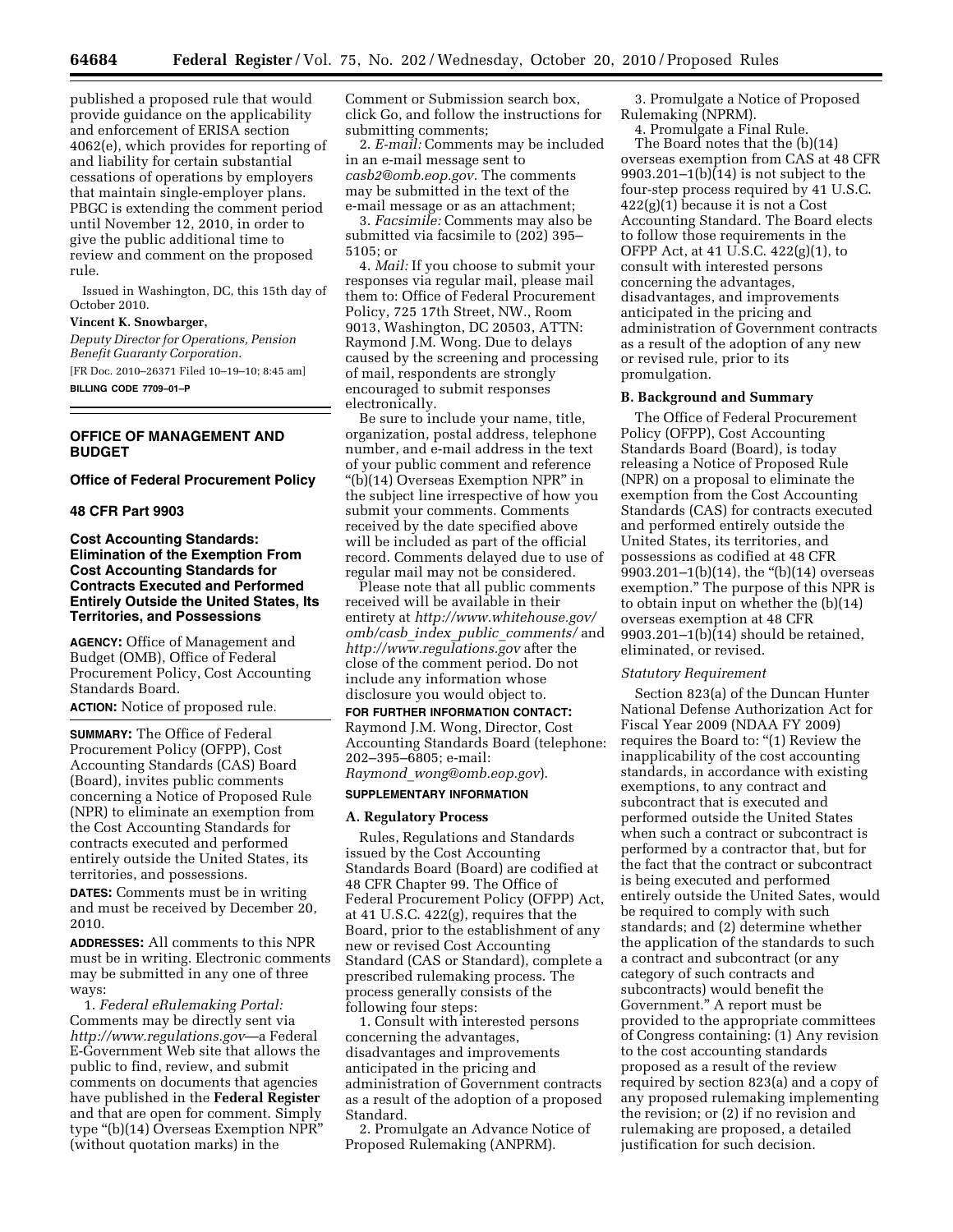published a proposed rule that would provide guidance on the applicability and enforcement of ERISA section 4062(e), which provides for reporting of and liability for certain substantial cessations of operations by employers that maintain single-employer plans. PBGC is extending the comment period until November 12, 2010, in order to give the public additional time to review and comment on the proposed rule.

Issued in Washington, DC, this 15th day of October 2010.

**Vincent K. Snowbarger,**

*Deputy Director for Operations, Pension Benefit Guaranty Corporation.*

[FR Doc. 2010–26371 Filed 10–19–10; 8:45 am]

**BILLING CODE 7709–01–P**

## OFFICE OF MANAGEMENT AND BUDGET

### Office of Federal Procurement Policy

### 48 CFR Part 9903

### Cost Accounting Standards: Elimination of the Exemption From Cost Accounting Standards for Contracts Executed and Performed Entirely Outside the United States, Its Territories, and Possessions

**AGENCY:** Office of Management and Budget (OMB), Office of Federal Procurement Policy, Cost Accounting Standards Board.

**ACTION:** Notice of proposed rule.

**SUMMARY:** The Office of Federal Procurement Policy (OFPP), Cost Accounting Standards (CAS) Board (Board), invites public comments concerning a Notice of Proposed Rule (NPR) to eliminate an exemption from the Cost Accounting Standards for contracts executed and performed entirely outside the United States, its territories, and possessions.

**DATES:** Comments must be in writing and must be received by December 20, 2010.

**ADDRESSES:** All comments to this NPR must be in writing. Electronic comments may be submitted in any one of three ways:

1. *Federal eRulemaking Portal:* Comments may be directly sent via *http://www.regulations.gov*—a Federal E-Government Web site that allows the public to find, review, and submit comments on documents that agencies have published in the **Federal Register** and that are open for comment. Simply type "(b)(14) Overseas Exemption NPR" (without quotation marks) in the Comment or Submission search box, click Go, and follow the instructions for submitting comments;
2. *E-mail:* Comments may be included in an e-mail message sent to *casb2@omb.eop.gov*. The comments may be submitted in the text of the e-mail message or as an attachment;
3. *Facsimile:* Comments may also be submitted via facsimile to (202) 395–5105; or
4. *Mail:* If you choose to submit your responses via regular mail, please mail them to: Office of Federal Procurement Policy, 725 17th Street, NW., Room 9013, Washington, DC 20503, ATTN: Raymond J.M. Wong. Due to delays caused by the screening and processing of mail, respondents are strongly encouraged to submit responses electronically.

Be sure to include your name, title, organization, postal address, telephone number, and e-mail address in the text of your public comment and reference "(b)(14) Overseas Exemption NPR" in the subject line irrespective of how you submit your comments. Comments received by the date specified above will be included as part of the official record. Comments delayed due to use of regular mail may not be considered.

Please note that all public comments received will be available in their entirety at *http://www.whitehouse.gov/omb/casb_index_public_comments/* and *http://www.regulations.gov* after the close of the comment period. Do not include any information whose disclosure you would object to.

**FOR FURTHER INFORMATION CONTACT:** Raymond J.M. Wong, Director, Cost Accounting Standards Board (telephone: 202–395–6805; e-mail: *Raymond_wong@omb.eop.gov*).

**SUPPLEMENTARY INFORMATION**

**A. Regulatory Process**

Rules, Regulations and Standards issued by the Cost Accounting Standards Board (Board) are codified at 48 CFR Chapter 99. The Office of Federal Procurement Policy (OFPP) Act, at 41 U.S.C. 422(g), requires that the Board, prior to the establishment of any new or revised Cost Accounting Standard (CAS or Standard), complete a prescribed rulemaking process. The process generally consists of the following four steps:

1. Consult with interested persons concerning the advantages, disadvantages and improvements anticipated in the pricing and administration of Government contracts as a result of the adoption of a proposed Standard.
2. Promulgate an Advance Notice of Proposed Rulemaking (ANPRM).
3. Promulgate a Notice of Proposed Rulemaking (NPRM).
4. Promulgate a Final Rule.

The Board notes that the (b)(14) overseas exemption from CAS at 48 CFR 9903.201–1(b)(14) is not subject to the four-step process required by 41 U.S.C. 422(g)(1) because it is not a Cost Accounting Standard. The Board elects to follow those requirements in the OFPP Act, at 41 U.S.C. 422(g)(1), to consult with interested persons concerning the advantages, disadvantages, and improvements anticipated in the pricing and administration of Government contracts as a result of the adoption of any new or revised rule, prior to its promulgation.

**B. Background and Summary**

The Office of Federal Procurement Policy (OFPP), Cost Accounting Standards Board (Board), is today releasing a Notice of Proposed Rule (NPR) on a proposal to eliminate the exemption from the Cost Accounting Standards (CAS) for contracts executed and performed entirely outside the United States, its territories, and possessions as codified at 48 CFR 9903.201–1(b)(14), the "(b)(14) overseas exemption." The purpose of this NPR is to obtain input on whether the (b)(14) overseas exemption at 48 CFR 9903.201–1(b)(14) should be retained, eliminated, or revised.

*Statutory Requirement*

Section 823(a) of the Duncan Hunter National Defense Authorization Act for Fiscal Year 2009 (NDAA FY 2009) requires the Board to: "(1) Review the inapplicability of the cost accounting standards, in accordance with existing exemptions, to any contract and subcontract that is executed and performed outside the United States when such a contract or subcontract is performed by a contractor that, but for the fact that the contract or subcontract is being executed and performed entirely outside the United Sates, would be required to comply with such standards; and (2) determine whether the application of the standards to such a contract and subcontract (or any category of such contracts and subcontracts) would benefit the Government." A report must be provided to the appropriate committees of Congress containing: (1) Any revision to the cost accounting standards proposed as a result of the review required by section 823(a) and a copy of any proposed rulemaking implementing the revision; or (2) if no revision and rulemaking are proposed, a detailed justification for such decision.